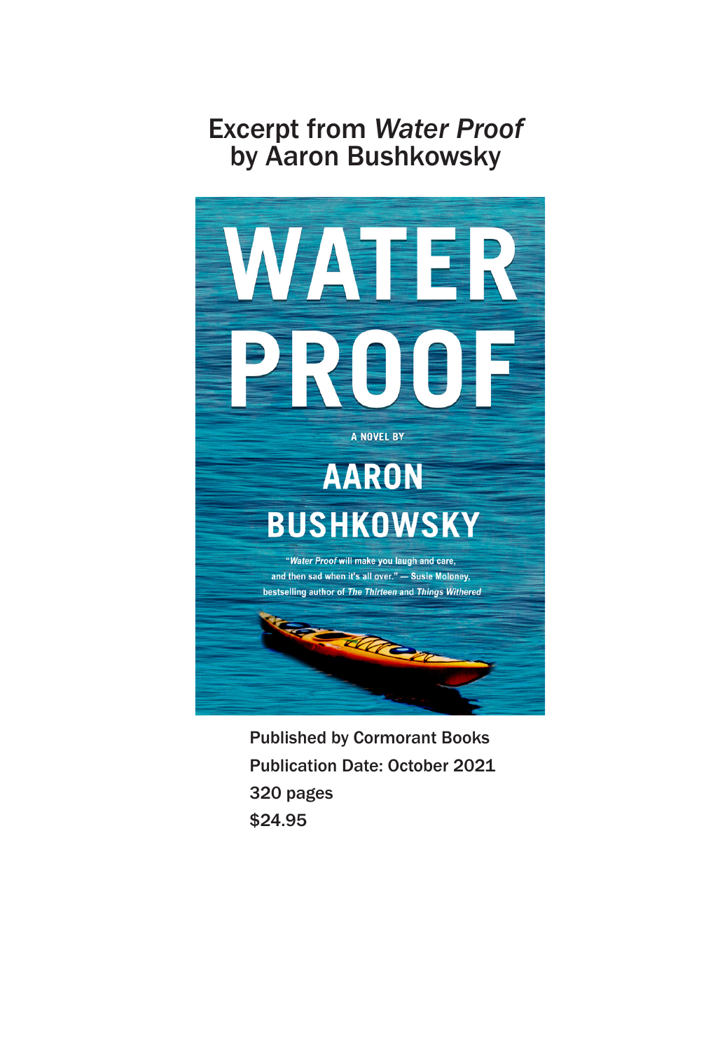# Excerpt from *Water Proof* by Aaron Bushkowsky

WATER PROOF

A NOVEL BY

AARON BUSHKOWSKY

"*Water Proof* will make you laugh and care, and then sad when it's all over." — Susie Moloney, bestselling author of *The Thirteen* and *Things Withered*

Published by Cormorant Books
Publication Date: October 2021
320 pages
$24.95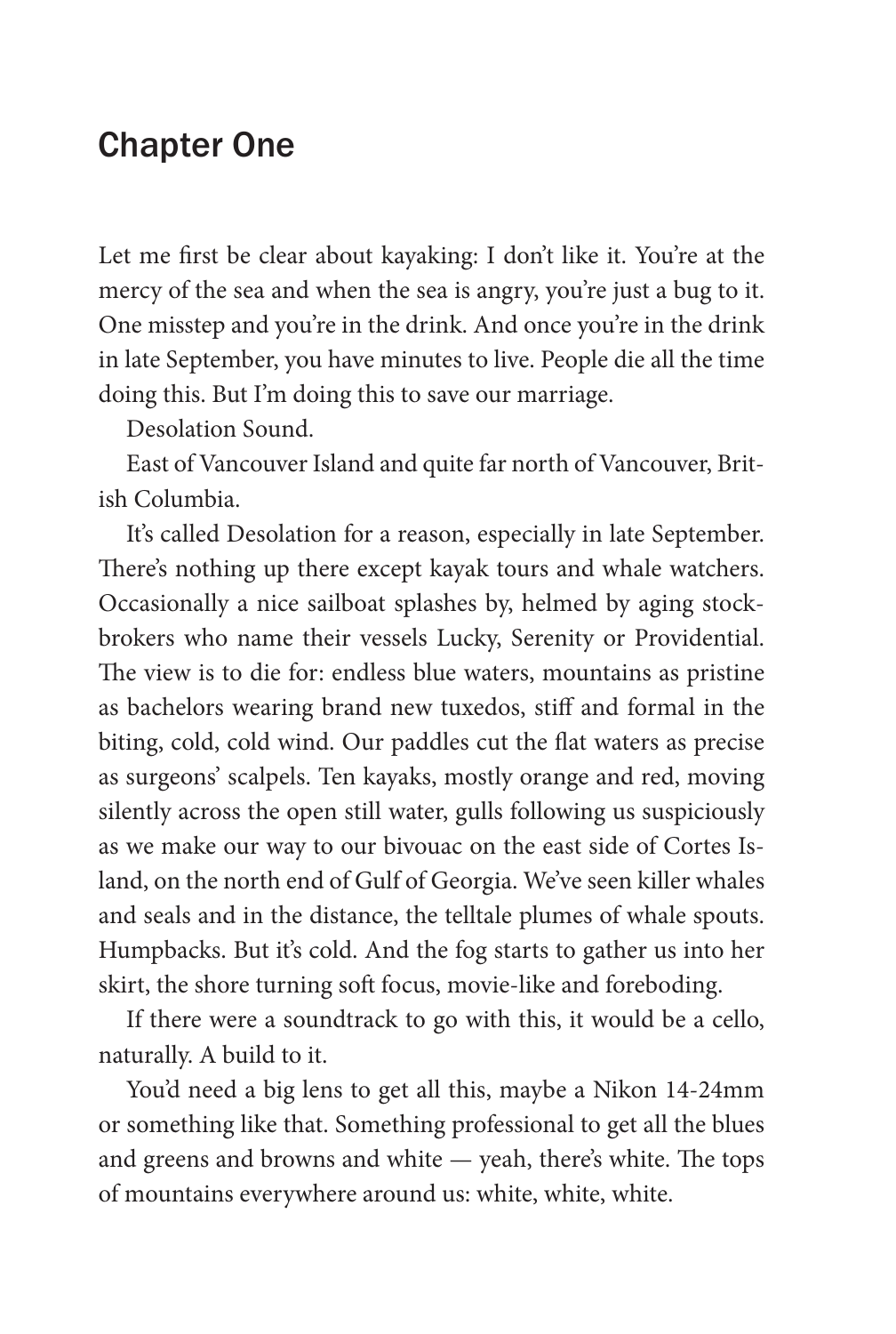# Chapter One

Let me first be clear about kayaking: I don't like it. You're at the mercy of the sea and when the sea is angry, you're just a bug to it. One misstep and you're in the drink. And once you're in the drink in late September, you have minutes to live. People die all the time doing this. But I'm doing this to save our marriage.

Desolation Sound.

East of Vancouver Island and quite far north of Vancouver, British Columbia.

It's called Desolation for a reason, especially in late September. There's nothing up there except kayak tours and whale watchers. Occasionally a nice sailboat splashes by, helmed by aging stockbrokers who name their vessels Lucky, Serenity or Providential. The view is to die for: endless blue waters, mountains as pristine as bachelors wearing brand new tuxedos, stiff and formal in the biting, cold, cold wind. Our paddles cut the flat waters as precise as surgeons' scalpels. Ten kayaks, mostly orange and red, moving silently across the open still water, gulls following us suspiciously as we make our way to our bivouac on the east side of Cortes Island, on the north end of Gulf of Georgia. We've seen killer whales and seals and in the distance, the telltale plumes of whale spouts. Humpbacks. But it's cold. And the fog starts to gather us into her skirt, the shore turning soft focus, movie-like and foreboding.

If there were a soundtrack to go with this, it would be a cello, naturally. A build to it.

You'd need a big lens to get all this, maybe a Nikon 14-24mm or something like that. Something professional to get all the blues and greens and browns and white — yeah, there's white. The tops of mountains everywhere around us: white, white, white.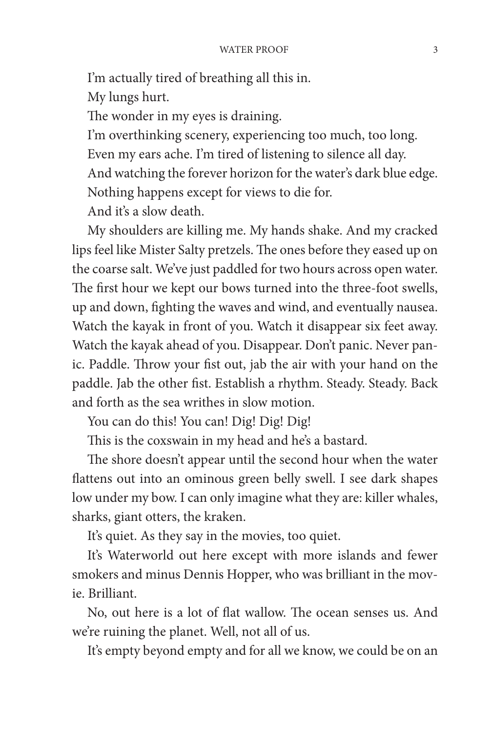I'm actually tired of breathing all this in.

My lungs hurt.

The wonder in my eyes is draining.

I'm overthinking scenery, experiencing too much, too long.

Even my ears ache. I'm tired of listening to silence all day.

And watching the forever horizon for the water's dark blue edge.

Nothing happens except for views to die for.

And it's a slow death.

My shoulders are killing me. My hands shake. And my cracked lips feel like Mister Salty pretzels. The ones before they eased up on the coarse salt. We've just paddled for two hours across open water. The first hour we kept our bows turned into the three-foot swells, up and down, fighting the waves and wind, and eventually nausea. Watch the kayak in front of you. Watch it disappear six feet away. Watch the kayak ahead of you. Disappear. Don't panic. Never panic. Paddle. Throw your fist out, jab the air with your hand on the paddle. Jab the other fist. Establish a rhythm. Steady. Steady. Back and forth as the sea writhes in slow motion.

You can do this! You can! Dig! Dig! Dig!

This is the coxswain in my head and he's a bastard.

The shore doesn't appear until the second hour when the water flattens out into an ominous green belly swell. I see dark shapes low under my bow. I can only imagine what they are: killer whales, sharks, giant otters, the kraken.

It's quiet. As they say in the movies, too quiet.

It's Waterworld out here except with more islands and fewer smokers and minus Dennis Hopper, who was brilliant in the movie. Brilliant.

No, out here is a lot of flat wallow. The ocean senses us. And we're ruining the planet. Well, not all of us.

It's empty beyond empty and for all we know, we could be on an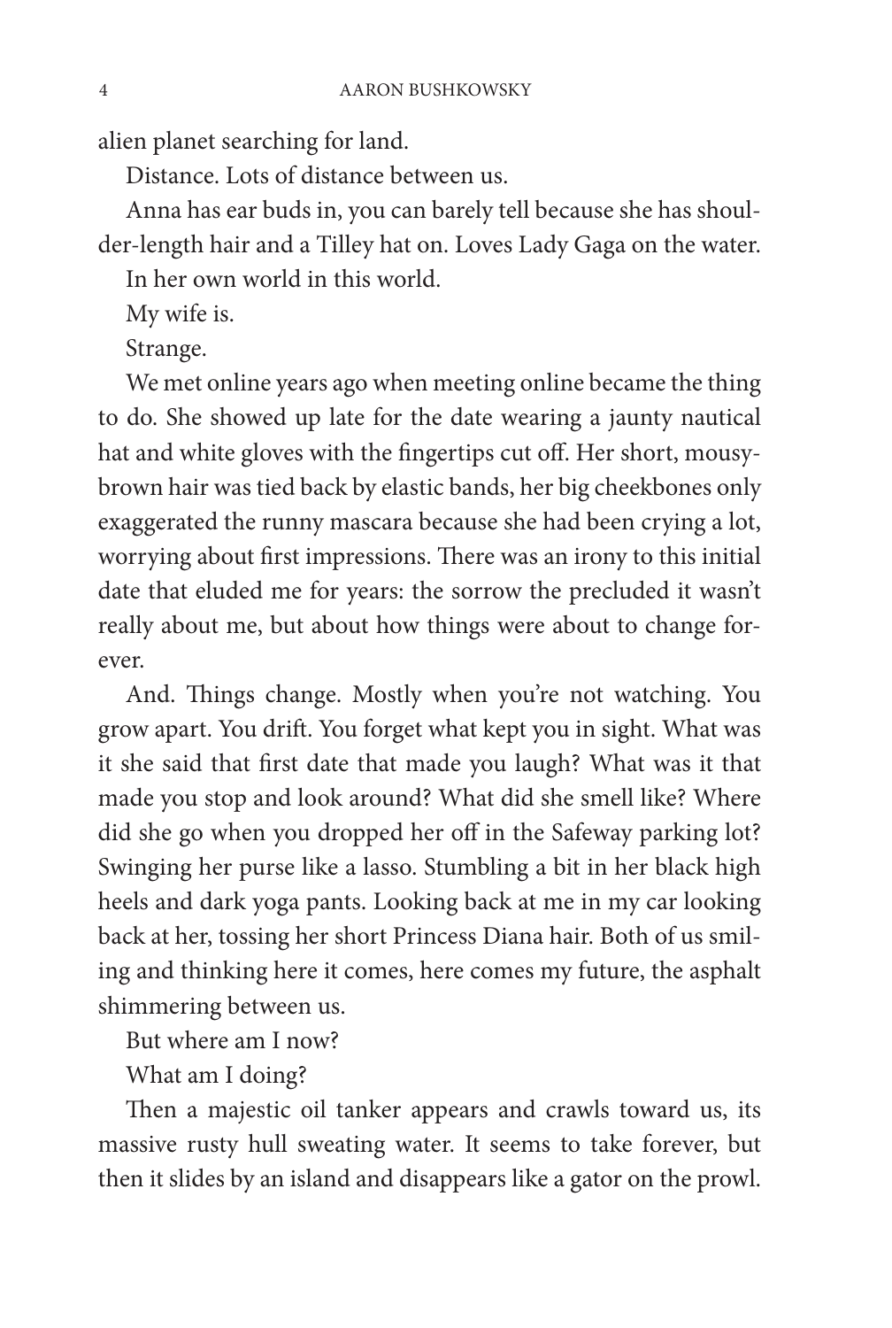alien planet searching for land.

Distance. Lots of distance between us.

Anna has ear buds in, you can barely tell because she has shoulder-length hair and a Tilley hat on. Loves Lady Gaga on the water.

In her own world in this world.

My wife is.

Strange.

We met online years ago when meeting online became the thing to do. She showed up late for the date wearing a jaunty nautical hat and white gloves with the fingertips cut off. Her short, mousy-brown hair was tied back by elastic bands, her big cheekbones only exaggerated the runny mascara because she had been crying a lot, worrying about first impressions. There was an irony to this initial date that eluded me for years: the sorrow the precluded it wasn't really about me, but about how things were about to change forever.

And. Things change. Mostly when you're not watching. You grow apart. You drift. You forget what kept you in sight. What was it she said that first date that made you laugh? What was it that made you stop and look around? What did she smell like? Where did she go when you dropped her off in the Safeway parking lot? Swinging her purse like a lasso. Stumbling a bit in her black high heels and dark yoga pants. Looking back at me in my car looking back at her, tossing her short Princess Diana hair. Both of us smiling and thinking here it comes, here comes my future, the asphalt shimmering between us.

But where am I now?

What am I doing?

Then a majestic oil tanker appears and crawls toward us, its massive rusty hull sweating water. It seems to take forever, but then it slides by an island and disappears like a gator on the prowl.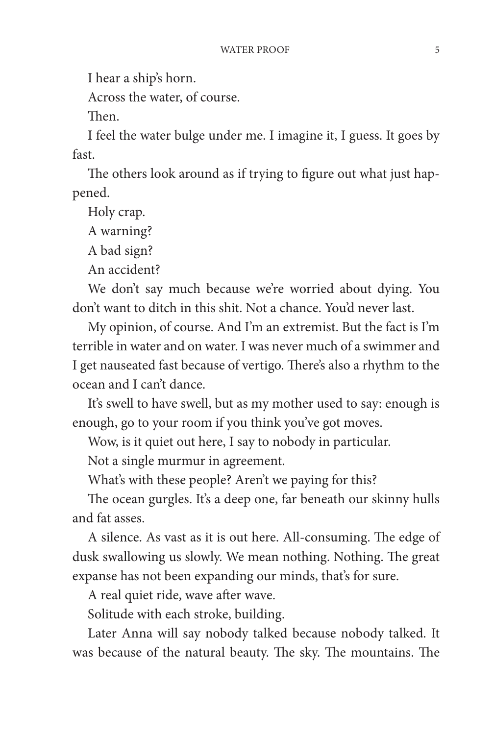I hear a ship's horn.

Across the water, of course.

Then.

I feel the water bulge under me. I imagine it, I guess. It goes by fast.

The others look around as if trying to figure out what just happened.

Holy crap.

A warning?

A bad sign?

An accident?

We don't say much because we're worried about dying. You don't want to ditch in this shit. Not a chance. You'd never last.

My opinion, of course. And I'm an extremist. But the fact is I'm terrible in water and on water. I was never much of a swimmer and I get nauseated fast because of vertigo. There's also a rhythm to the ocean and I can't dance.

It's swell to have swell, but as my mother used to say: enough is enough, go to your room if you think you've got moves.

Wow, is it quiet out here, I say to nobody in particular.

Not a single murmur in agreement.

What's with these people? Aren't we paying for this?

The ocean gurgles. It's a deep one, far beneath our skinny hulls and fat asses.

A silence. As vast as it is out here. All-consuming. The edge of dusk swallowing us slowly. We mean nothing. Nothing. The great expanse has not been expanding our minds, that's for sure.

A real quiet ride, wave after wave.

Solitude with each stroke, building.

Later Anna will say nobody talked because nobody talked. It was because of the natural beauty. The sky. The mountains. The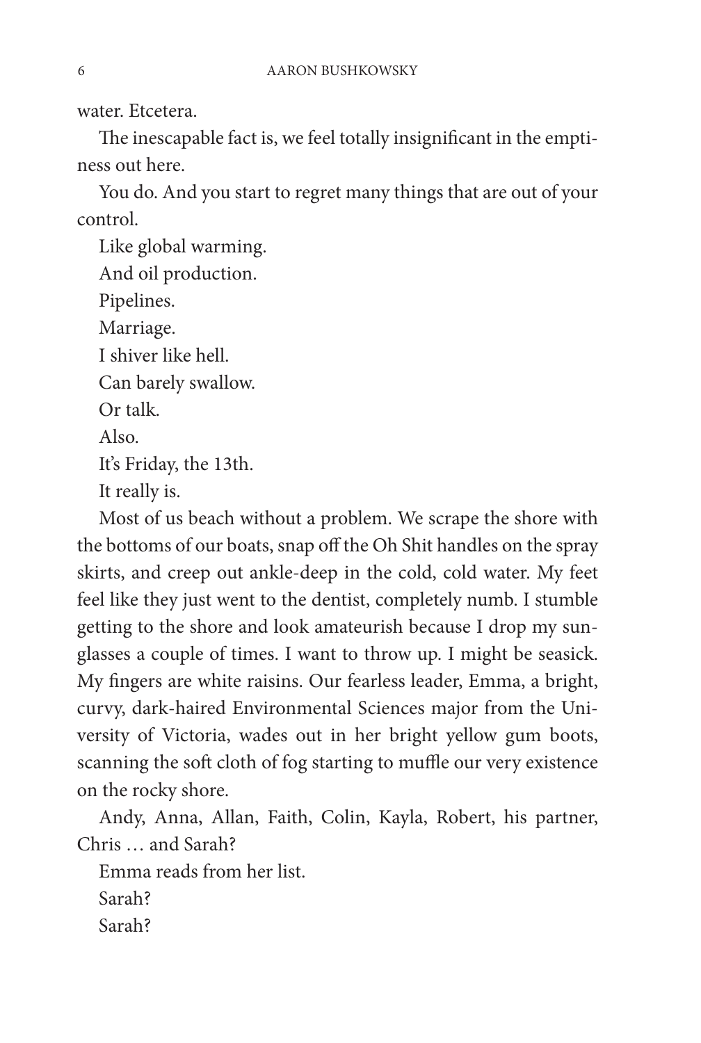water. Etcetera.

The inescapable fact is, we feel totally insignificant in the emptiness out here.

You do. And you start to regret many things that are out of your control.

Like global warming.

And oil production.

Pipelines.

Marriage.

I shiver like hell.

Can barely swallow.

Or talk.

Also.

It's Friday, the 13th.

It really is.

Most of us beach without a problem. We scrape the shore with the bottoms of our boats, snap off the Oh Shit handles on the spray skirts, and creep out ankle-deep in the cold, cold water. My feet feel like they just went to the dentist, completely numb. I stumble getting to the shore and look amateurish because I drop my sunglasses a couple of times. I want to throw up. I might be seasick. My fingers are white raisins. Our fearless leader, Emma, a bright, curvy, dark-haired Environmental Sciences major from the University of Victoria, wades out in her bright yellow gum boots, scanning the soft cloth of fog starting to muffle our very existence on the rocky shore.

Andy, Anna, Allan, Faith, Colin, Kayla, Robert, his partner, Chris … and Sarah?

Emma reads from her list.

Sarah?

Sarah?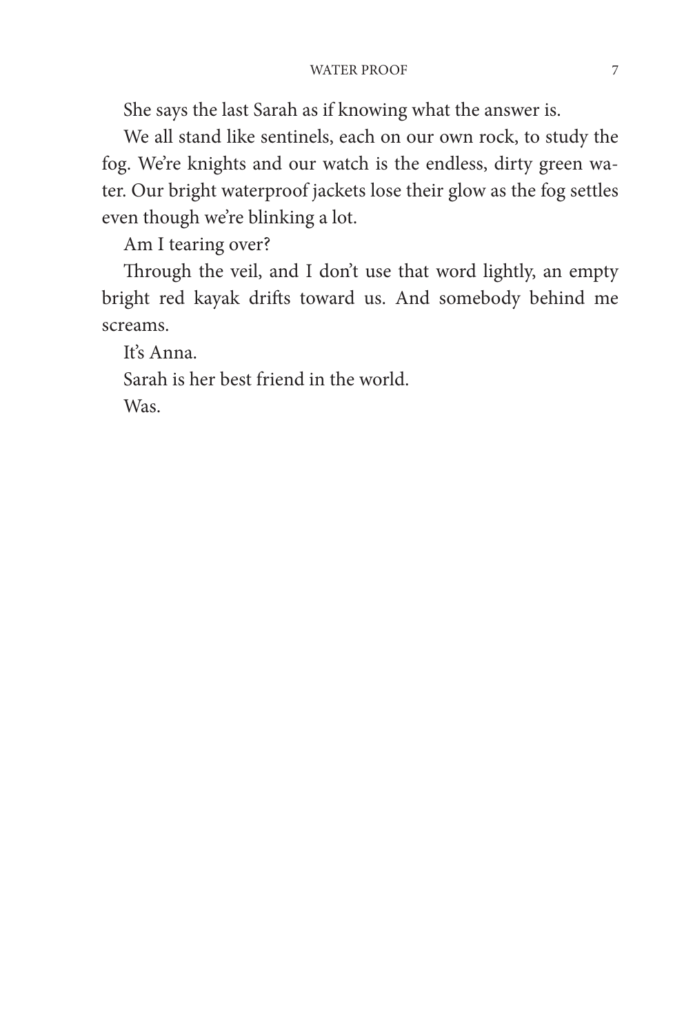She says the last Sarah as if knowing what the answer is.

We all stand like sentinels, each on our own rock, to study the fog. We're knights and our watch is the endless, dirty green water. Our bright waterproof jackets lose their glow as the fog settles even though we're blinking a lot.

Am I tearing over?

Through the veil, and I don't use that word lightly, an empty bright red kayak drifts toward us. And somebody behind me screams.

It's Anna.

Sarah is her best friend in the world.

Was.